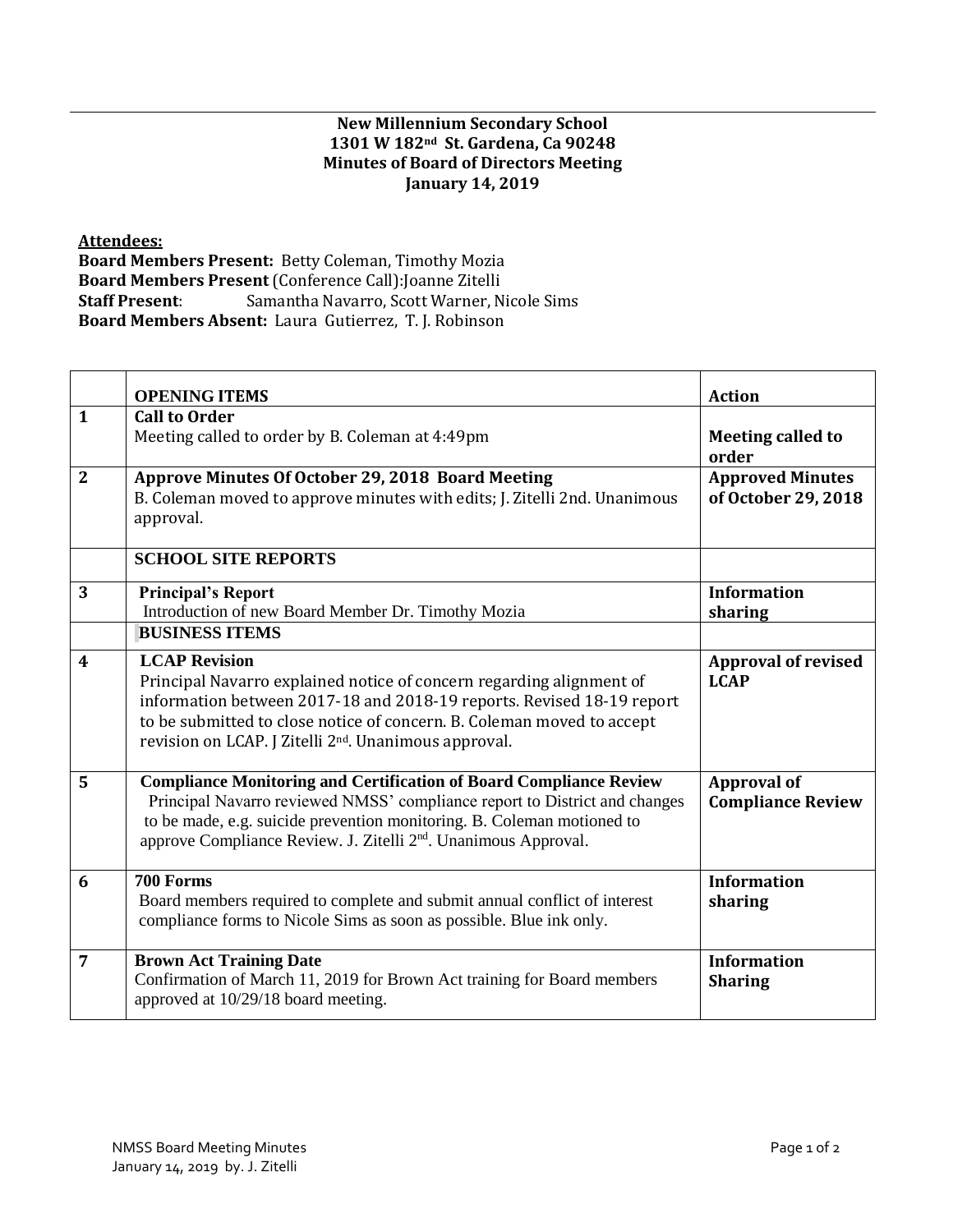**New Millennium Secondary School**
**1301 W 182nd St. Gardena, Ca 90248**
**Minutes of Board of Directors Meeting**
**January 14, 2019**

**Attendees:**
**Board Members Present:** Betty Coleman, Timothy Mozia
**Board Members Present** (Conference Call):Joanne Zitelli
**Staff Present**: Samantha Navarro, Scott Warner, Nicole Sims
**Board Members Absent:** Laura Gutierrez, T. J. Robinson

| | **OPENING ITEMS** | **Action** |
|---|---|---|
| **1** | **Call to Order**<br>Meeting called to order by B. Coleman at 4:49pm | **Meeting called to order** |
| **2** | **Approve Minutes Of October 29, 2018 Board Meeting**<br>B. Coleman moved to approve minutes with edits; J. Zitelli 2nd. Unanimous approval. | **Approved Minutes of October 29, 2018** |
| | **SCHOOL SITE REPORTS** | |
| **3** | **Principal's Report**<br>Introduction of new Board Member Dr. Timothy Mozia | **Information sharing** |
| | **BUSINESS ITEMS** | |
| **4** | **LCAP Revision**<br>Principal Navarro explained notice of concern regarding alignment of information between 2017-18 and 2018-19 reports. Revised 18-19 report to be submitted to close notice of concern. B. Coleman moved to accept revision on LCAP. J Zitelli 2nd. Unanimous approval. | **Approval of revised LCAP** |
| **5** | **Compliance Monitoring and Certification of Board Compliance Review**<br>Principal Navarro reviewed NMSS' compliance report to District and changes to be made, e.g. suicide prevention monitoring. B. Coleman motioned to approve Compliance Review. J. Zitelli 2nd. Unanimous Approval. | **Approval of Compliance Review** |
| **6** | **700 Forms**<br>Board members required to complete and submit annual conflict of interest compliance forms to Nicole Sims as soon as possible. Blue ink only. | **Information sharing** |
| **7** | **Brown Act Training Date**<br>Confirmation of March 11, 2019 for Brown Act training for Board members approved at 10/29/18 board meeting. | **Information Sharing** |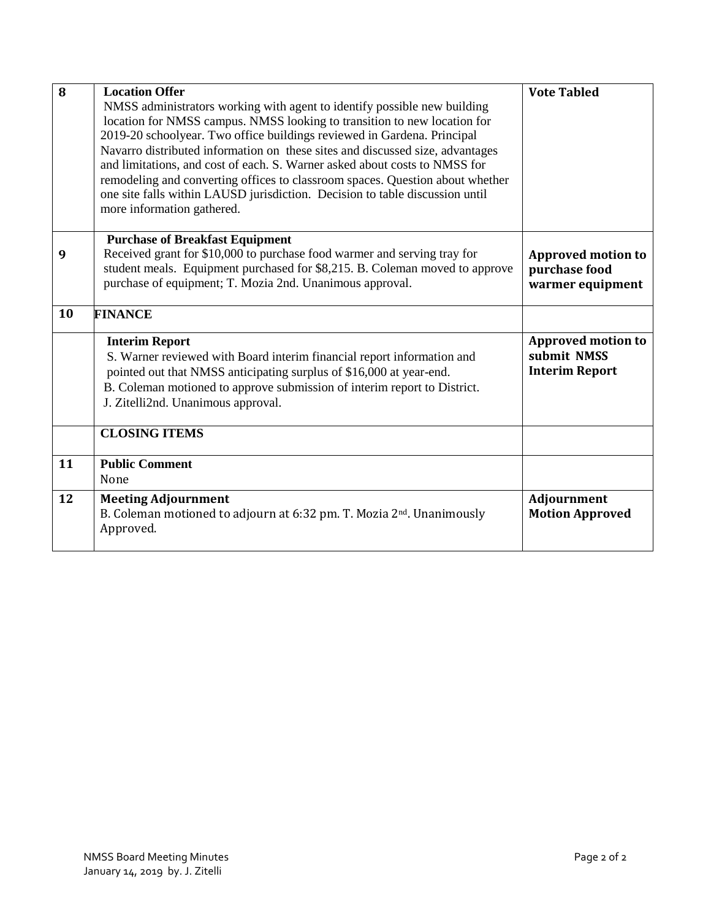| | | |
|---|---|---|
| **8** | **Location Offer**<br>NMSS administrators working with agent to identify possible new building location for NMSS campus. NMSS looking to transition to new location for 2019-20 schoolyear. Two office buildings reviewed in Gardena. Principal Navarro distributed information on these sites and discussed size, advantages and limitations, and cost of each. S. Warner asked about costs to NMSS for remodeling and converting offices to classroom spaces. Question about whether one site falls within LAUSD jurisdiction. Decision to table discussion until more information gathered. | **Vote Tabled** |
| **9** | **Purchase of Breakfast Equipment**<br>Received grant for $10,000 to purchase food warmer and serving tray for student meals. Equipment purchased for $8,215. B. Coleman moved to approve purchase of equipment; T. Mozia 2nd. Unanimous approval. | **Approved motion to purchase food warmer equipment** |
| **10** | **FINANCE** | |
| | **Interim Report**<br>S. Warner reviewed with Board interim financial report information and pointed out that NMSS anticipating surplus of $16,000 at year-end.<br>B. Coleman motioned to approve submission of interim report to District.<br>J. Zitelli2nd. Unanimous approval. | **Approved motion to submit NMSS Interim Report** |
| | **CLOSING ITEMS** | |
| **11** | **Public Comment**<br>None | |
| **12** | **Meeting Adjournment**<br>B. Coleman motioned to adjourn at 6:32 pm. T. Mozia 2nd. Unanimously Approved. | **Adjournment Motion Approved** |

NMSS Board Meeting Minutes
January 14, 2019 by. J. Zitelli